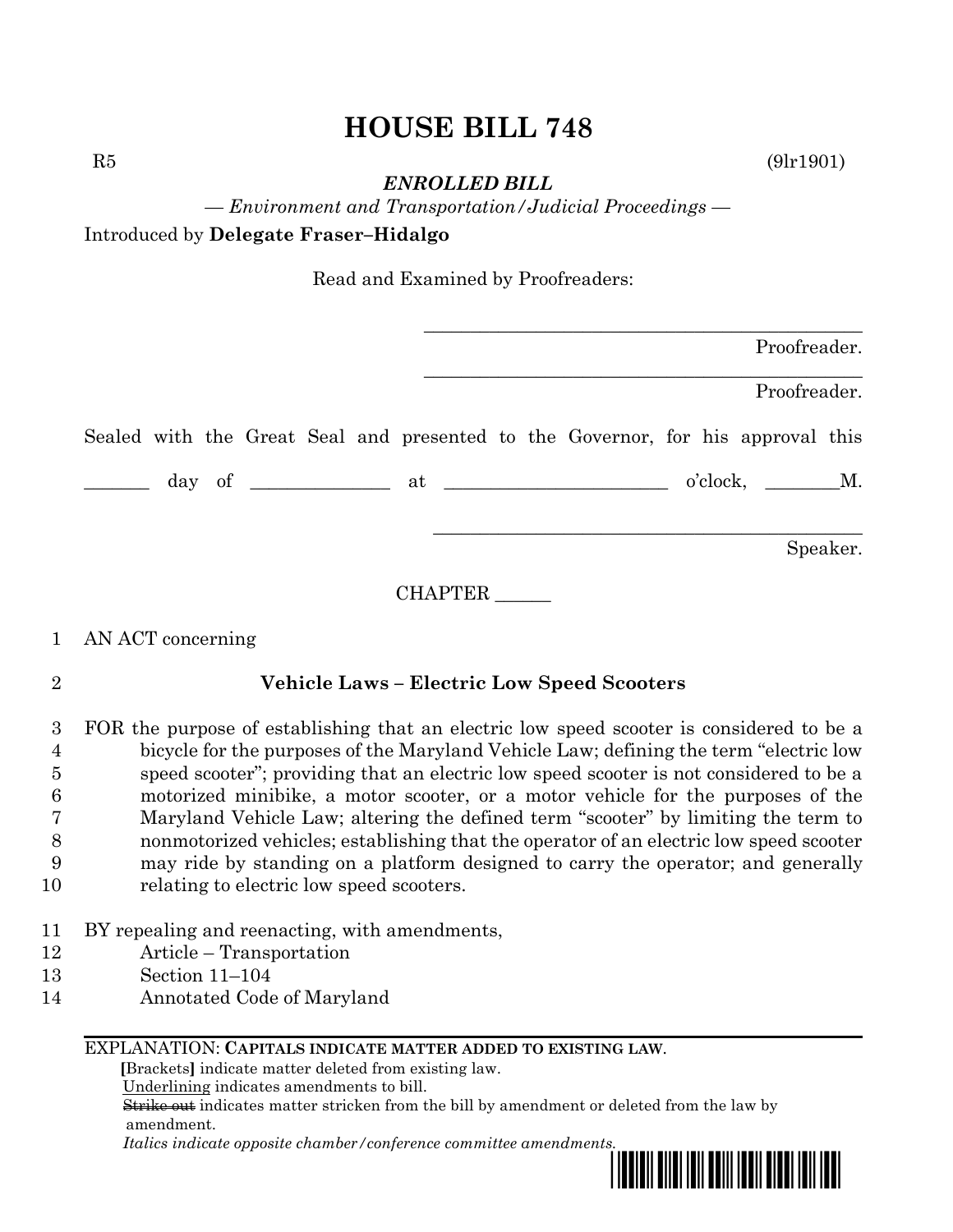# HOUSE BILL 748

R5 (9lr1901)

***ENROLLED BILL***

*— Environment and Transportation/Judicial Proceedings —*

Introduced by **Delegate Fraser–Hidalgo**

Read and Examined by Proofreaders:

_______________________________________________ Proofreader.

_______________________________________________ Proofreader.

Sealed with the Great Seal and presented to the Governor, for his approval this

_______ day of _______________ at ________________________ o'clock, ________M.

_______________________________________________ Speaker.

CHAPTER ______

1 AN ACT concerning

2 **Vehicle Laws – Electric Low Speed Scooters**

3 FOR the purpose of establishing that an electric low speed scooter is considered to be a
4 bicycle for the purposes of the Maryland Vehicle Law; defining the term "electric low
5 speed scooter"; providing that an electric low speed scooter is not considered to be a
6 motorized minibike, a motor scooter, or a motor vehicle for the purposes of the
7 Maryland Vehicle Law; altering the defined term "scooter" by limiting the term to
8 nonmotorized vehicles; establishing that the operator of an electric low speed scooter
9 may ride by standing on a platform designed to carry the operator; and generally
10 relating to electric low speed scooters.

11 BY repealing and reenacting, with amendments,
12 Article – Transportation
13 Section 11–104
14 Annotated Code of Maryland

EXPLANATION: **CAPITALS INDICATE MATTER ADDED TO EXISTING LAW.**
**[**Brackets**]** indicate matter deleted from existing law.
Underlining indicates amendments to bill.
~~Strike out~~ indicates matter stricken from the bill by amendment or deleted from the law by amendment.
*Italics indicate opposite chamber/conference committee amendments.*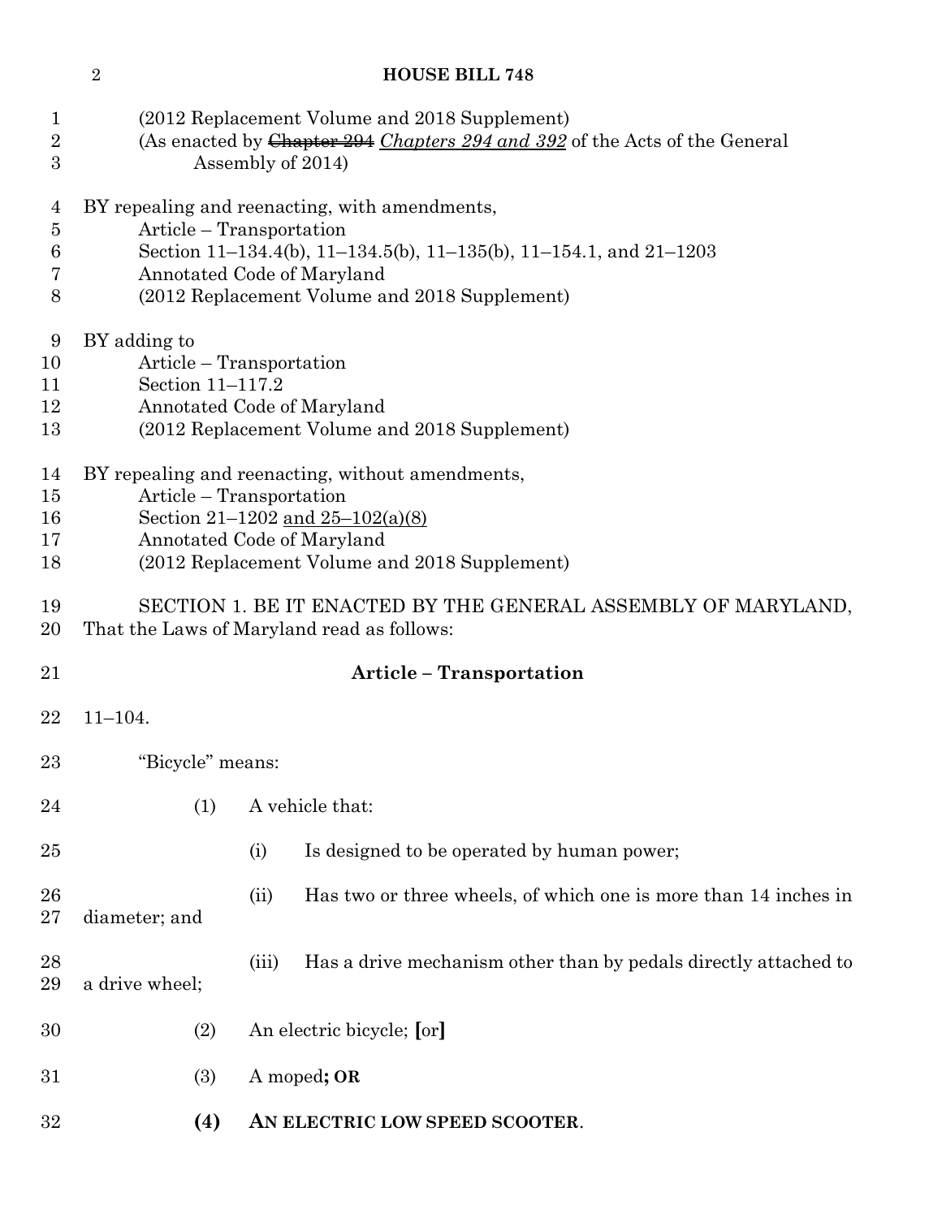(2012 Replacement Volume and 2018 Supplement)
(As enacted by ~~Chapter 294~~ *Chapters 294 and 392* of the Acts of the General Assembly of 2014)

BY repealing and reenacting, with amendments,
Article – Transportation
Section 11–134.4(b), 11–134.5(b), 11–135(b), 11–154.1, and 21–1203
Annotated Code of Maryland
(2012 Replacement Volume and 2018 Supplement)

BY adding to
Article – Transportation
Section 11–117.2
Annotated Code of Maryland
(2012 Replacement Volume and 2018 Supplement)

BY repealing and reenacting, without amendments,
Article – Transportation
Section 21–1202 <u>and 25–102(a)(8)</u>
Annotated Code of Maryland
(2012 Replacement Volume and 2018 Supplement)

SECTION 1. BE IT ENACTED BY THE GENERAL ASSEMBLY OF MARYLAND, That the Laws of Maryland read as follows:

**Article – Transportation**

11–104.

"Bicycle" means:

(1) A vehicle that:

(i) Is designed to be operated by human power;

(ii) Has two or three wheels, of which one is more than 14 inches in diameter; and

(iii) Has a drive mechanism other than by pedals directly attached to a drive wheel;

(2) An electric bicycle; **[**or**]**

(3) A moped**; OR**

**(4) AN ELECTRIC LOW SPEED SCOOTER**.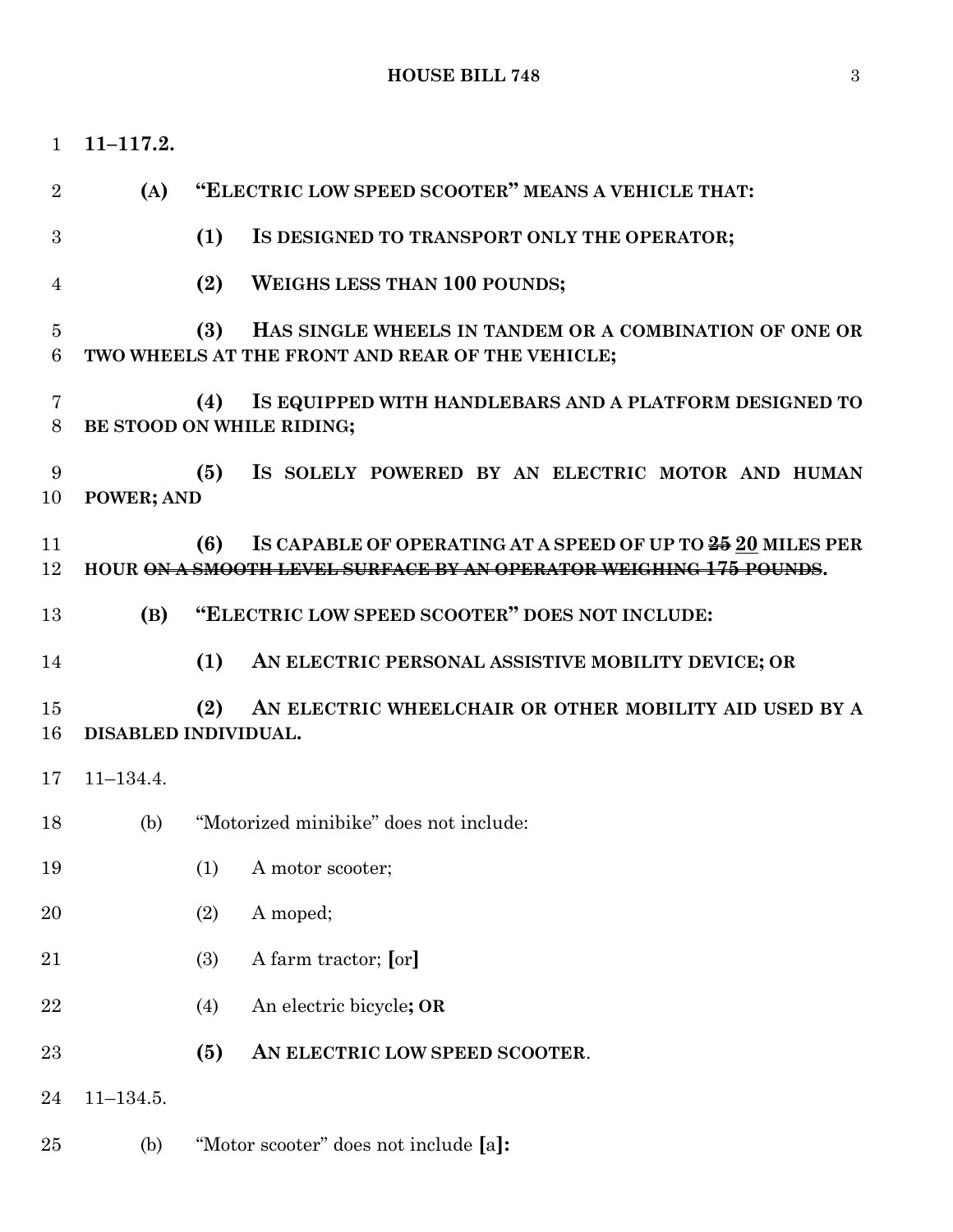**11–117.2.**

**(A) "ELECTRIC LOW SPEED SCOOTER" MEANS A VEHICLE THAT:**

**(1) IS DESIGNED TO TRANSPORT ONLY THE OPERATOR;**

**(2) WEIGHS LESS THAN 100 POUNDS;**

**(3) HAS SINGLE WHEELS IN TANDEM OR A COMBINATION OF ONE OR TWO WHEELS AT THE FRONT AND REAR OF THE VEHICLE;**

**(4) IS EQUIPPED WITH HANDLEBARS AND A PLATFORM DESIGNED TO BE STOOD ON WHILE RIDING;**

**(5) IS SOLELY POWERED BY AN ELECTRIC MOTOR AND HUMAN POWER; AND**

**(6) IS CAPABLE OF OPERATING AT A SPEED OF UP TO ~~25~~ <u>20</u> MILES PER HOUR ~~ON A SMOOTH LEVEL SURFACE BY AN OPERATOR WEIGHING 175 POUNDS~~.**

**(B) "ELECTRIC LOW SPEED SCOOTER" DOES NOT INCLUDE:**

**(1) AN ELECTRIC PERSONAL ASSISTIVE MOBILITY DEVICE; OR**

**(2) AN ELECTRIC WHEELCHAIR OR OTHER MOBILITY AID USED BY A DISABLED INDIVIDUAL.**

11–134.4.

(b) "Motorized minibike" does not include:

(1) A motor scooter;

(2) A moped;

(3) A farm tractor; **[**or**]**

(4) An electric bicycle**; OR**

**(5) AN ELECTRIC LOW SPEED SCOOTER**.

11–134.5.

(b) "Motor scooter" does not include **[**a**]:**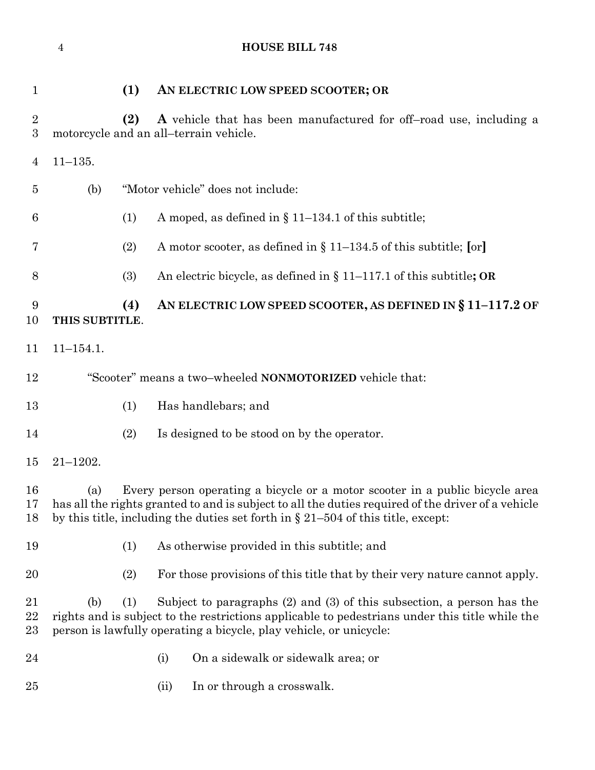**(1) AN ELECTRIC LOW SPEED SCOOTER; OR**

**(2) A** vehicle that has been manufactured for off–road use, including a motorcycle and an all–terrain vehicle.

11–135.

(b) "Motor vehicle" does not include:

(1) A moped, as defined in § 11–134.1 of this subtitle;

(2) A motor scooter, as defined in § 11–134.5 of this subtitle; **[**or**]**

(3) An electric bicycle, as defined in § 11–117.1 of this subtitle**; OR**

**(4) AN ELECTRIC LOW SPEED SCOOTER, AS DEFINED IN § 11–117.2 OF THIS SUBTITLE**.

11–154.1.

"Scooter" means a two–wheeled **NONMOTORIZED** vehicle that:

(1) Has handlebars; and

(2) Is designed to be stood on by the operator.

21–1202.

(a) Every person operating a bicycle or a motor scooter in a public bicycle area has all the rights granted to and is subject to all the duties required of the driver of a vehicle by this title, including the duties set forth in § 21–504 of this title, except:

(1) As otherwise provided in this subtitle; and

(2) For those provisions of this title that by their very nature cannot apply.

(b) (1) Subject to paragraphs (2) and (3) of this subsection, a person has the rights and is subject to the restrictions applicable to pedestrians under this title while the person is lawfully operating a bicycle, play vehicle, or unicycle:

(i) On a sidewalk or sidewalk area; or

(ii) In or through a crosswalk.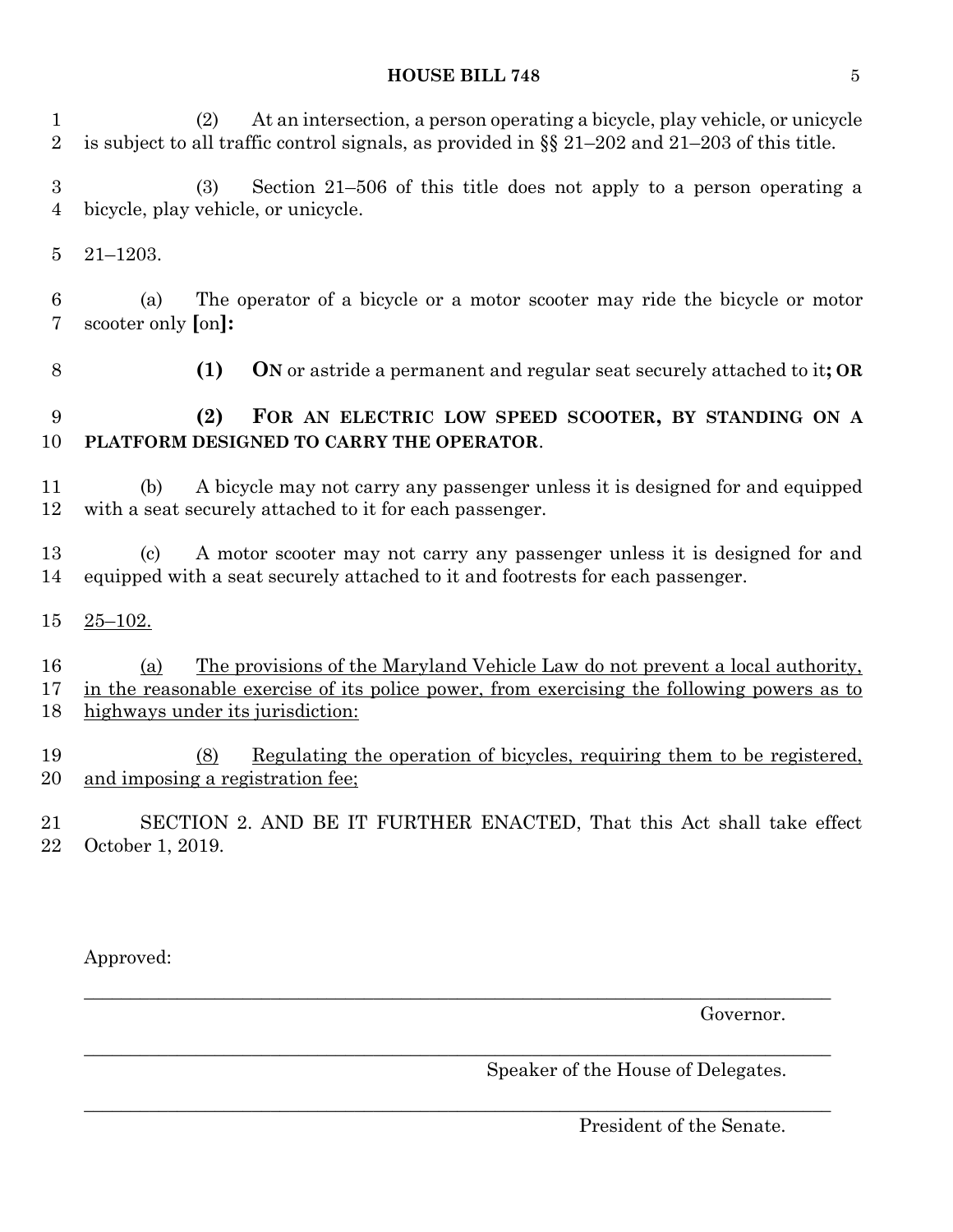(2) At an intersection, a person operating a bicycle, play vehicle, or unicycle is subject to all traffic control signals, as provided in §§ 21–202 and 21–203 of this title.

(3) Section 21–506 of this title does not apply to a person operating a bicycle, play vehicle, or unicycle.

21–1203.

(a) The operator of a bicycle or a motor scooter may ride the bicycle or motor scooter only **[**on**]:**

**(1) ON** or astride a permanent and regular seat securely attached to it**; OR**

**(2) FOR AN ELECTRIC LOW SPEED SCOOTER, BY STANDING ON A PLATFORM DESIGNED TO CARRY THE OPERATOR**.

(b) A bicycle may not carry any passenger unless it is designed for and equipped with a seat securely attached to it for each passenger.

(c) A motor scooter may not carry any passenger unless it is designed for and equipped with a seat securely attached to it and footrests for each passenger.

<u>25–102.</u>

<u>(a) The provisions of the Maryland Vehicle Law do not prevent a local authority, in the reasonable exercise of its police power, from exercising the following powers as to highways under its jurisdiction:</u>

<u>(8) Regulating the operation of bicycles, requiring them to be registered, and imposing a registration fee;</u>

SECTION 2. AND BE IT FURTHER ENACTED, That this Act shall take effect October 1, 2019.

Approved:

\_\_\_\_\_\_\_\_\_\_\_\_\_\_\_\_\_\_\_\_\_\_\_\_\_\_\_\_\_\_\_\_\_\_\_\_\_\_\_\_\_\_\_\_\_\_\_\_\_\_\_\_\_\_\_\_\_\_\_\_\_\_\_\_\_\_\_\_\_\_\_\_\_\_\_\_\_\_

Governor.

\_\_\_\_\_\_\_\_\_\_\_\_\_\_\_\_\_\_\_\_\_\_\_\_\_\_\_\_\_\_\_\_\_\_\_\_\_\_\_\_\_\_\_\_\_\_\_\_\_\_\_\_\_\_\_\_\_\_\_\_\_\_\_\_\_\_\_\_\_\_\_\_\_\_\_\_\_\_

Speaker of the House of Delegates.

\_\_\_\_\_\_\_\_\_\_\_\_\_\_\_\_\_\_\_\_\_\_\_\_\_\_\_\_\_\_\_\_\_\_\_\_\_\_\_\_\_\_\_\_\_\_\_\_\_\_\_\_\_\_\_\_\_\_\_\_\_\_\_\_\_\_\_\_\_\_\_\_\_\_\_\_\_\_

President of the Senate.